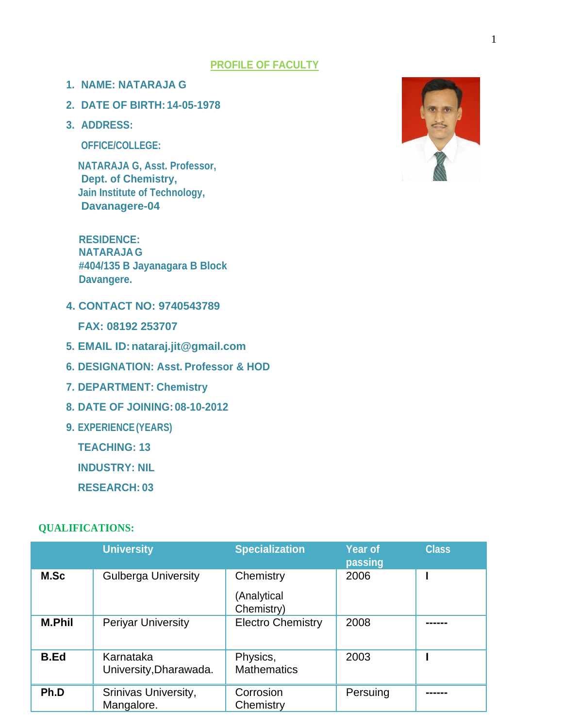# PROFILE OF FACULTY

1. **NAME: NATARAJA G**
2. **DATE OF BIRTH: 14-05-1978**
3. **ADDRESS:**

   **OFFICE/COLLEGE:**

   **NATARAJA G, Asst. Professor,**
   **Dept. of Chemistry,**
   **Jain Institute of Technology,**
   **Davanagere-04**

   **RESIDENCE:**
   **NATARAJA G**
   **#404/135 B Jayanagara B Block**
   **Davangere.**

4. **CONTACT NO: 9740543789**

   **FAX: 08192 253707**

5. **EMAIL ID: nataraj.jit@gmail.com**
6. **DESIGNATION: Asst. Professor & HOD**
7. **DEPARTMENT: Chemistry**
8. **DATE OF JOINING: 08-10-2012**
9. **EXPERIENCE (YEARS)**

   **TEACHING: 13**

   **INDUSTRY: NIL**

   **RESEARCH: 03**

## QUALIFICATIONS:

| | University | Specialization | Year of passing | Class |
|---|---|---|---|---|
| **M.Sc** | Gulberga University | Chemistry (Analytical Chemistry) | 2006 | **I** |
| **M.Phil** | Periyar University | Electro Chemistry | 2008 | **------** |
| **B.Ed** | Karnataka University,Dharawada. | Physics, Mathematics | 2003 | **I** |
| **Ph.D** | Srinivas University, Mangalore. | Corrosion Chemistry | Persuing | **------** |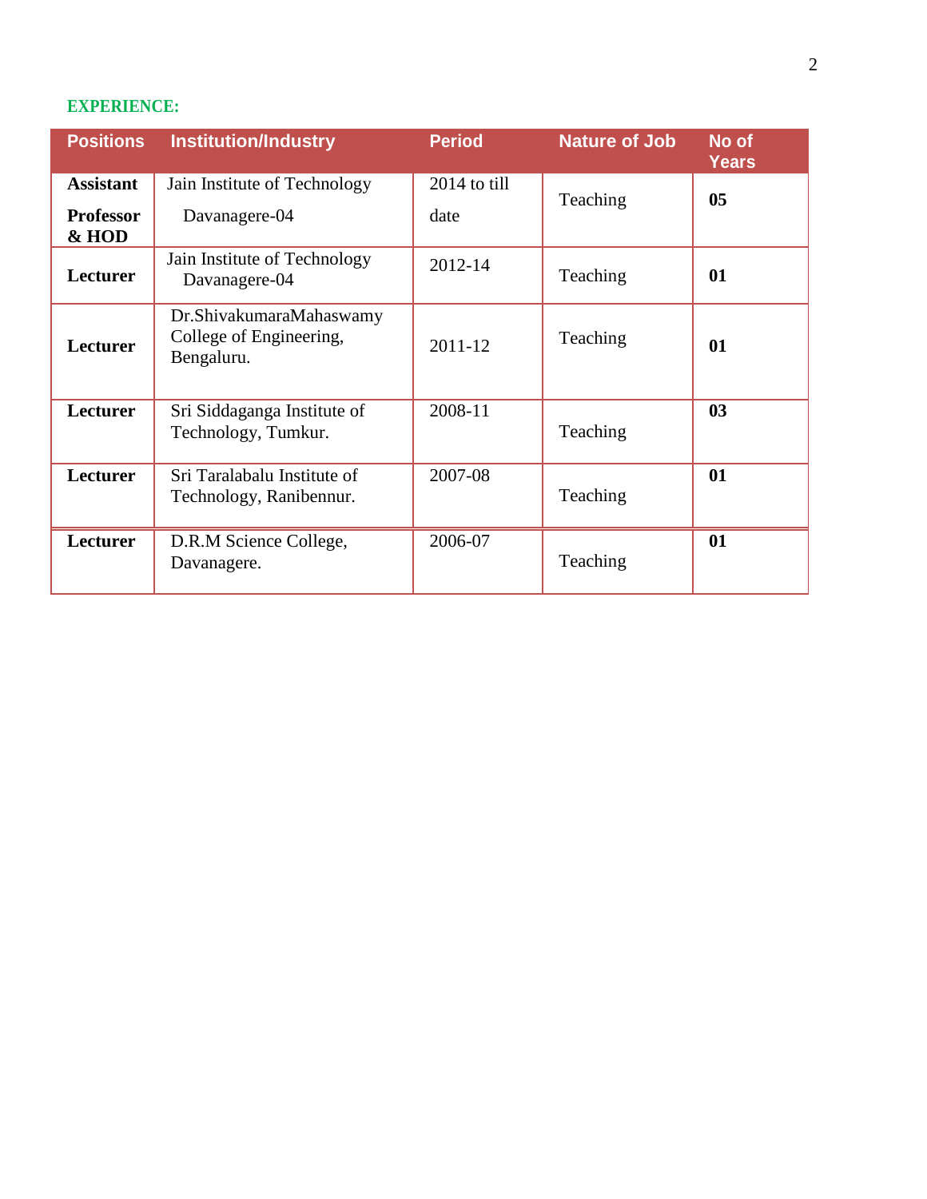**EXPERIENCE:**

| Positions | Institution/Industry | Period | Nature of Job | No of Years |
|---|---|---|---|---|
| **Assistant Professor & HOD** | Jain Institute of Technology Davanagere-04 | 2014 to till date | Teaching | **05** |
| **Lecturer** | Jain Institute of Technology Davanagere-04 | 2012-14 | Teaching | **01** |
| **Lecturer** | Dr.ShivakumaraMahaswamy College of Engineering, Bengaluru. | 2011-12 | Teaching | **01** |
| **Lecturer** | Sri Siddaganga Institute of Technology, Tumkur. | 2008-11 | Teaching | **03** |
| **Lecturer** | Sri Taralabalu Institute of Technology, Ranibennur. | 2007-08 | Teaching | **01** |
| **Lecturer** | D.R.M Science College, Davanagere. | 2006-07 | Teaching | **01** |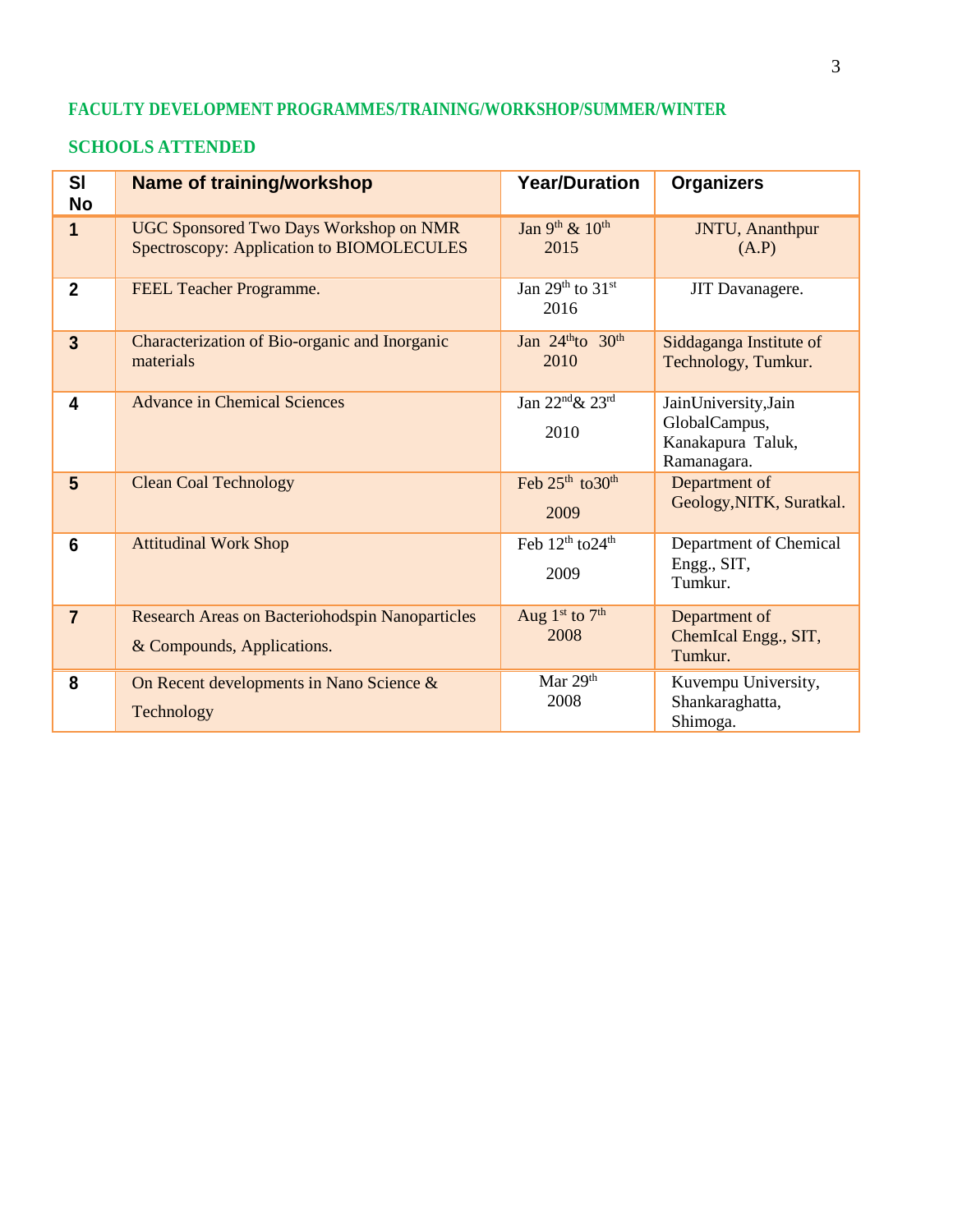## FACULTY DEVELOPMENT PROGRAMMES/TRAINING/WORKSHOP/SUMMER/WINTER SCHOOLS ATTENDED

| Sl No | Name of training/workshop | Year/Duration | Organizers |
|---|---|---|---|
| 1 | UGC Sponsored Two Days Workshop on NMR Spectroscopy: Application to BIOMOLECULES | Jan 9th & 10th 2015 | JNTU, Ananthpur (A.P) |
| 2 | FEEL Teacher Programme. | Jan 29th to 31st 2016 | JIT Davanagere. |
| 3 | Characterization of Bio-organic and Inorganic materials | Jan 24th to 30th 2010 | Siddaganga Institute of Technology, Tumkur. |
| 4 | Advance in Chemical Sciences | Jan 22nd & 23rd 2010 | JainUniversity,Jain GlobalCampus, Kanakapura Taluk, Ramanagara. |
| 5 | Clean Coal Technology | Feb 25th to30th 2009 | Department of Geology,NITK, Suratkal. |
| 6 | Attitudinal Work Shop | Feb 12th to24th 2009 | Department of Chemical Engg., SIT, Tumkur. |
| 7 | Research Areas on Bacteriohodspin Nanoparticles & Compounds, Applications. | Aug 1st to 7th 2008 | Department of ChemIcal Engg., SIT, Tumkur. |
| 8 | On Recent developments in Nano Science & Technology | Mar 29th 2008 | Kuvempu University, Shankaraghatta, Shimoga. |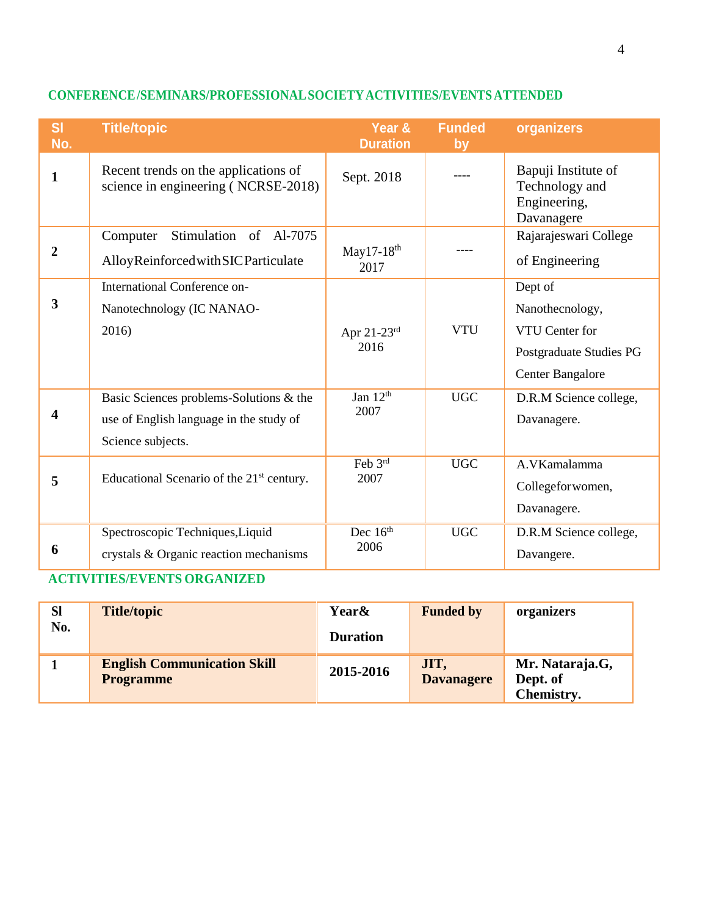## CONFERENCE /SEMINARS/PROFESSIONAL SOCIETY ACTIVITIES/EVENTS ATTENDED

| Sl No. | Title/topic | Year & Duration | Funded by | organizers |
|---|---|---|---|---|
| **1** | Recent trends on the applications of science in engineering ( NCRSE-2018) | Sept. 2018 | ---- | Bapuji Institute of Technology and Engineering, Davanagere |
| **2** | Computer Stimulation of Al-7075 AlloyReinforcedwithSICParticulate | May17-18th 2017 | ---- | Rajarajeswari College of Engineering |
| **3** | International Conference on-Nanotechnology (IC NANAO-2016) | Apr 21-23rd 2016 | VTU | Dept of Nanothecnology, VTU Center for Postgraduate Studies PG Center Bangalore |
| **4** | Basic Sciences problems-Solutions & the use of English language in the study of Science subjects. | Jan 12th 2007 | UGC | D.R.M Science college, Davanagere. |
| **5** | Educational Scenario of the 21st century. | Feb 3rd 2007 | UGC | A.VKamalamma Collegeforwomen, Davanagere. |
| **6** | Spectroscopic Techniques,Liquid crystals & Organic reaction mechanisms | Dec 16th 2006 | UGC | D.R.M Science college, Davangere. |

## ACTIVITIES/EVENTS ORGANIZED

| **Sl No.** | **Title/topic** | **Year& Duration** | **Funded by** | **organizers** |
|---|---|---|---|---|
| **1** | **English Communication Skill Programme** | **2015-2016** | **JIT, Davanagere** | **Mr. Nataraja.G, Dept. of Chemistry.** |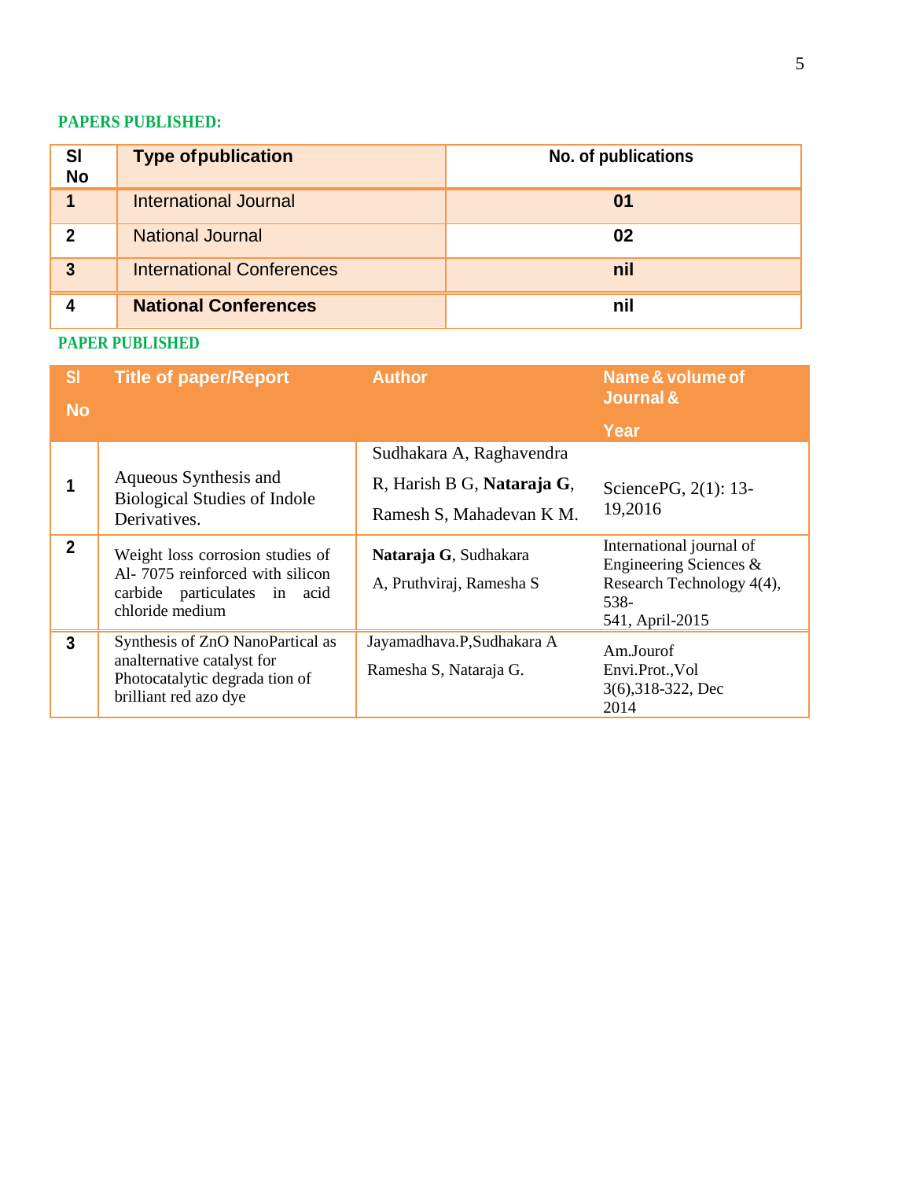**PAPERS PUBLISHED:**

| Sl No | Type of publication | No. of publications |
| --- | --- | --- |
| 1 | International Journal | **01** |
| 2 | National Journal | **02** |
| 3 | International Conferences | **nil** |
| 4 | **National Conferences** | **nil** |

**PAPER PUBLISHED**

| Sl No | Title of paper/Report | Author | Name & volume of Journal & Year |
| --- | --- | --- | --- |
| 1 | Aqueous Synthesis and Biological Studies of Indole Derivatives. | Sudhakara A, Raghavendra R, Harish B G, **Nataraja G**, Ramesh S, Mahadevan K M. | SciencePG, 2(1): 13-19,2016 |
| 2 | Weight loss corrosion studies of Al- 7075 reinforced with silicon carbide particulates in acid chloride medium | **Nataraja G**, Sudhakara A, Pruthviraj, Ramesha S | International journal of Engineering Sciences & Research Technology 4(4), 538-541, April-2015 |
| 3 | Synthesis of ZnO NanoPartical as analternative catalyst for Photocatalytic degrada tion of brilliant red azo dye | Jayamadhava.P,Sudhakara A Ramesha S, Nataraja G. | Am.Jourof Envi.Prot.,Vol 3(6),318-322, Dec 2014 |